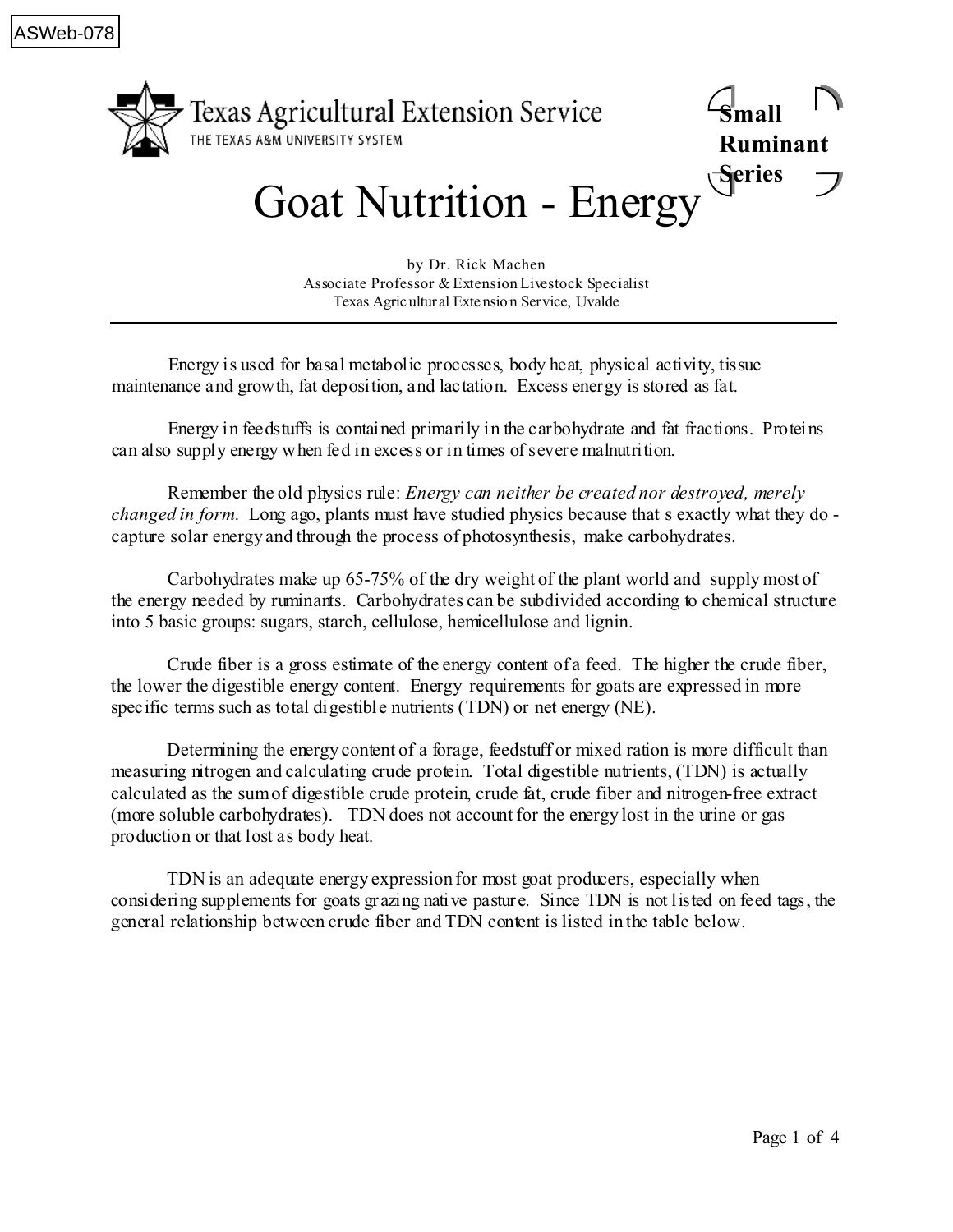ASWeb-078

Texas Agricultural Extension Service
THE TEXAS A&M UNIVERSITY SYSTEM

**Small Ruminant Series**

# Goat Nutrition - Energy

by Dr. Rick Machen
Associate Professor & Extension Livestock Specialist
Texas Agricultural Extension Service, Uvalde

---

Energy is used for basal metabolic processes, body heat, physical activity, tissue maintenance and growth, fat deposition, and lactation. Excess energy is stored as fat.

Energy in feedstuffs is contained primarily in the carbohydrate and fat fractions. Proteins can also supply energy when fed in excess or in times of severe malnutrition.

Remember the old physics rule: *Energy can neither be created nor destroyed, merely changed in form.* Long ago, plants must have studied physics because that s exactly what they do - capture solar energy and through the process of photosynthesis, make carbohydrates.

Carbohydrates make up 65-75% of the dry weight of the plant world and supply most of the energy needed by ruminants. Carbohydrates can be subdivided according to chemical structure into 5 basic groups: sugars, starch, cellulose, hemicellulose and lignin.

Crude fiber is a gross estimate of the energy content of a feed. The higher the crude fiber, the lower the digestible energy content. Energy requirements for goats are expressed in more specific terms such as total digestible nutrients (TDN) or net energy (NE).

Determining the energy content of a forage, feedstuff or mixed ration is more difficult than measuring nitrogen and calculating crude protein. Total digestible nutrients, (TDN) is actually calculated as the sum of digestible crude protein, crude fat, crude fiber and nitrogen-free extract (more soluble carbohydrates). TDN does not account for the energy lost in the urine or gas production or that lost as body heat.

TDN is an adequate energy expression for most goat producers, especially when considering supplements for goats grazing native pasture. Since TDN is not listed on feed tags, the general relationship between crude fiber and TDN content is listed in the table below.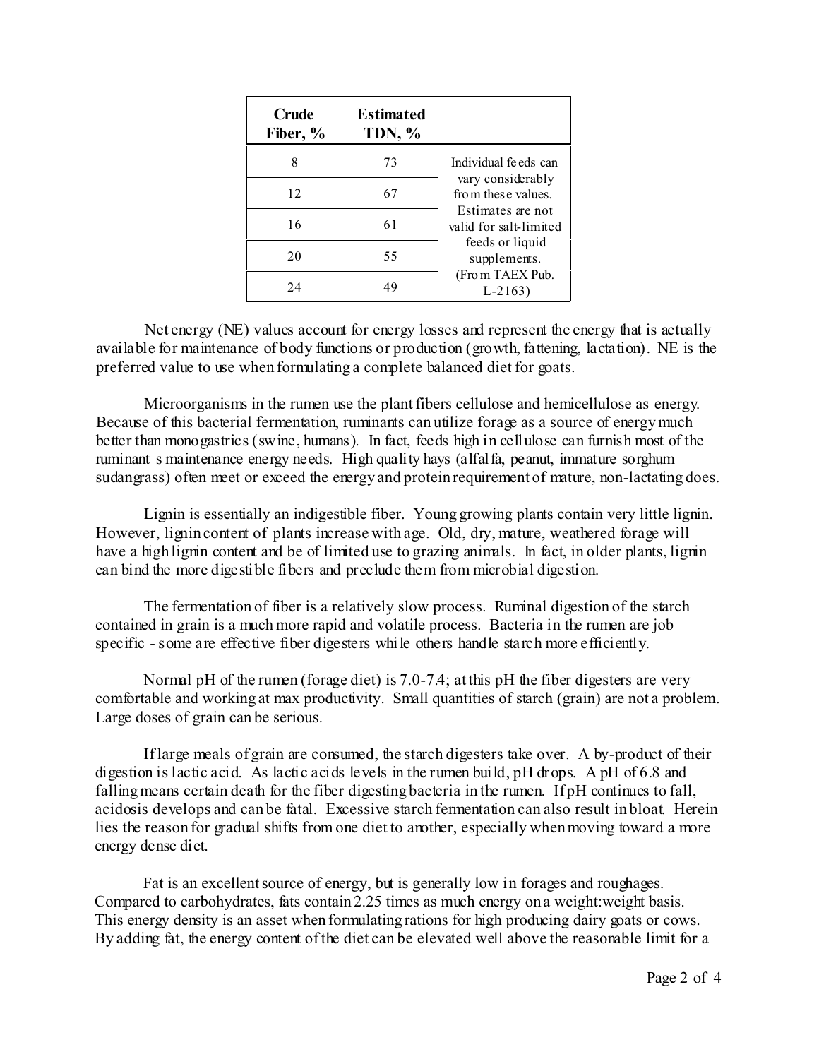| Crude Fiber, % | Estimated TDN, % | |
|---|---|---|
| 8 | 73 | Individual feeds can vary considerably from these values. Estimates are not valid for salt-limited feeds or liquid supplements. (From TAEX Pub. L-2163) |
| 12 | 67 | |
| 16 | 61 | |
| 20 | 55 | |
| 24 | 49 | |

Net energy (NE) values account for energy losses and represent the energy that is actually available for maintenance of body functions or production (growth, fattening, lactation). NE is the preferred value to use when formulating a complete balanced diet for goats.

Microorganisms in the rumen use the plant fibers cellulose and hemicellulose as energy. Because of this bacterial fermentation, ruminants can utilize forage as a source of energy much better than monogastrics (swine, humans). In fact, feeds high in cellulose can furnish most of the ruminant s maintenance energy needs. High quality hays (alfalfa, peanut, immature sorghum sudangrass) often meet or exceed the energy and protein requirement of mature, non-lactating does.

Lignin is essentially an indigestible fiber. Young growing plants contain very little lignin. However, lignin content of plants increase with age. Old, dry, mature, weathered forage will have a high lignin content and be of limited use to grazing animals. In fact, in older plants, lignin can bind the more digestible fibers and preclude them from microbial digestion.

The fermentation of fiber is a relatively slow process. Ruminal digestion of the starch contained in grain is a much more rapid and volatile process. Bacteria in the rumen are job specific - some are effective fiber digesters while others handle starch more efficiently.

Normal pH of the rumen (forage diet) is 7.0-7.4; at this pH the fiber digesters are very comfortable and working at max productivity. Small quantities of starch (grain) are not a problem. Large doses of grain can be serious.

If large meals of grain are consumed, the starch digesters take over. A by-product of their digestion is lactic acid. As lactic acids levels in the rumen build, pH drops. A pH of 6.8 and falling means certain death for the fiber digesting bacteria in the rumen. If pH continues to fall, acidosis develops and can be fatal. Excessive starch fermentation can also result in bloat. Herein lies the reason for gradual shifts from one diet to another, especially when moving toward a more energy dense diet.

Fat is an excellent source of energy, but is generally low in forages and roughages. Compared to carbohydrates, fats contain 2.25 times as much energy on a weight:weight basis. This energy density is an asset when formulating rations for high producing dairy goats or cows. By adding fat, the energy content of the diet can be elevated well above the reasonable limit for a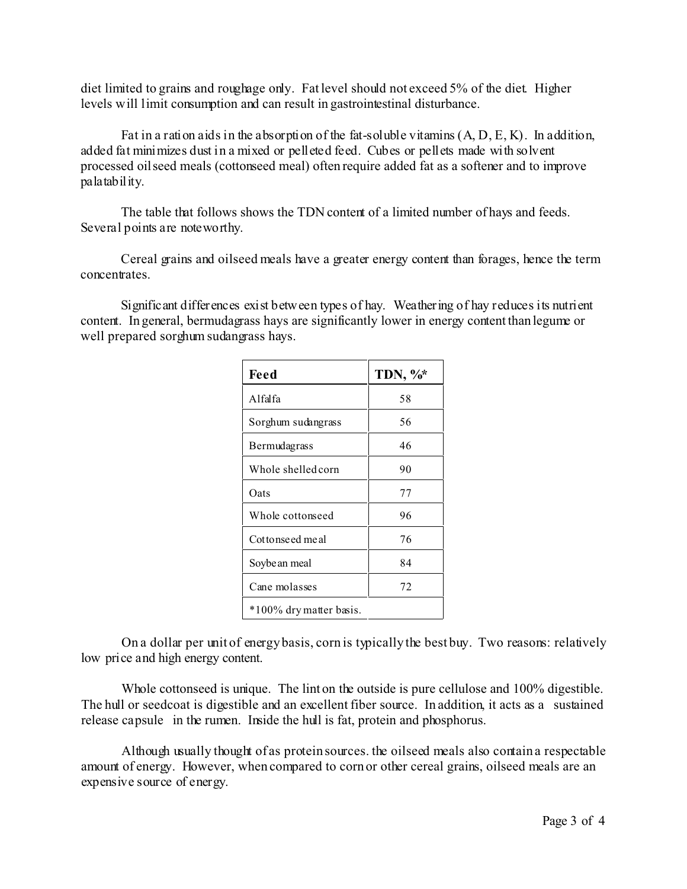diet limited to grains and roughage only. Fat level should not exceed 5% of the diet. Higher levels will limit consumption and can result in gastrointestinal disturbance.

Fat in a ration aids in the absorption of the fat-soluble vitamins (A, D, E, K). In addition, added fat minimizes dust in a mixed or pelleted feed. Cubes or pellets made with solvent processed oilseed meals (cottonseed meal) often require added fat as a softener and to improve palatability.

The table that follows shows the TDN content of a limited number of hays and feeds. Several points are noteworthy.

Cereal grains and oilseed meals have a greater energy content than forages, hence the term concentrates.

Significant differences exist between types of hay. Weathering of hay reduces its nutrient content. In general, bermudagrass hays are significantly lower in energy content than legume or well prepared sorghum sudangrass hays.

| Feed | TDN, %* |
|---|---|
| Alfalfa | 58 |
| Sorghum sudangrass | 56 |
| Bermudagrass | 46 |
| Whole shelled corn | 90 |
| Oats | 77 |
| Whole cottonseed | 96 |
| Cottonseed meal | 76 |
| Soybean meal | 84 |
| Cane molasses | 72 |
| *100% dry matter basis. | |

On a dollar per unit of energy basis, corn is typically the best buy. Two reasons: relatively low price and high energy content.

Whole cottonseed is unique. The lint on the outside is pure cellulose and 100% digestible. The hull or seedcoat is digestible and an excellent fiber source. In addition, it acts as a sustained release capsule in the rumen. Inside the hull is fat, protein and phosphorus.

Although usually thought of as protein sources. the oilseed meals also contain a respectable amount of energy. However, when compared to corn or other cereal grains, oilseed meals are an expensive source of energy.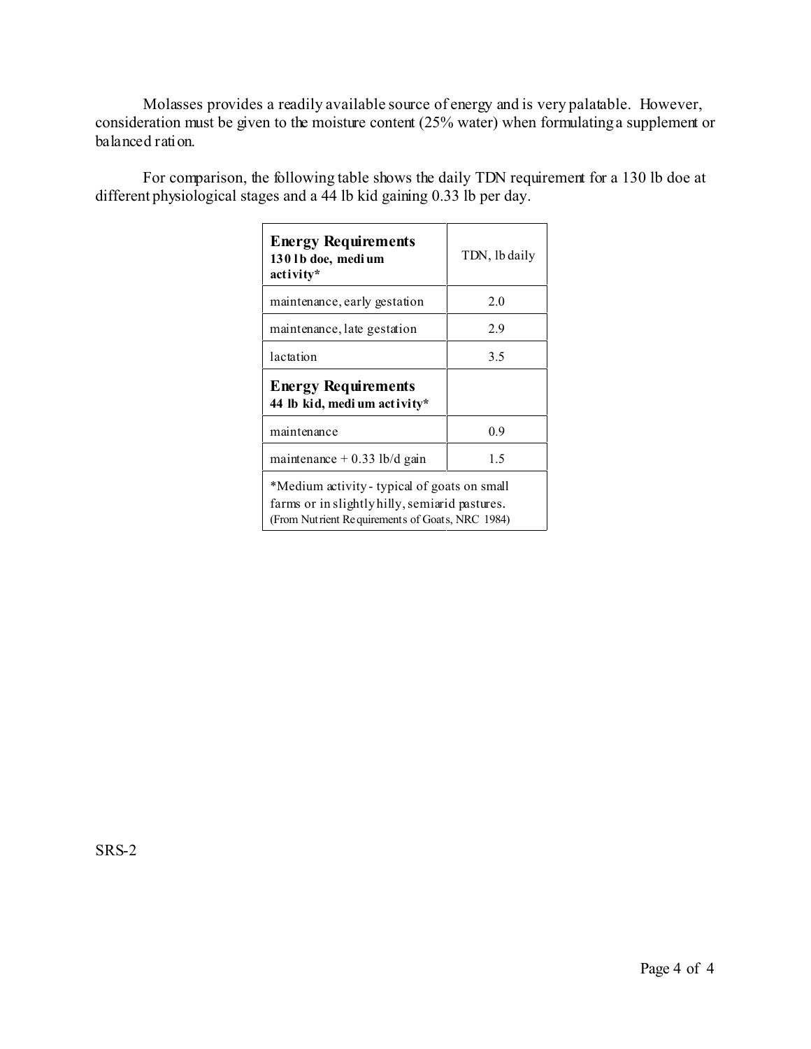Molasses provides a readily available source of energy and is very palatable. However, consideration must be given to the moisture content (25% water) when formulating a supplement or balanced ration.

For comparison, the following table shows the daily TDN requirement for a 130 lb doe at different physiological stages and a 44 lb kid gaining 0.33 lb per day.

| **Energy Requirements** **130 lb doe, medium activity*** | TDN, lb daily |
|---|---|
| maintenance, early gestation | 2.0 |
| maintenance, late gestation | 2.9 |
| lactation | 3.5 |
| **Energy Requirements** **44 lb kid, medium activity*** | |
| maintenance | 0.9 |
| maintenance + 0.33 lb/d gain | 1.5 |
| *Medium activity - typical of goats on small farms or in slightly hilly, semiarid pastures. (From Nutrient Requirements of Goats, NRC 1984) | |

SRS-2